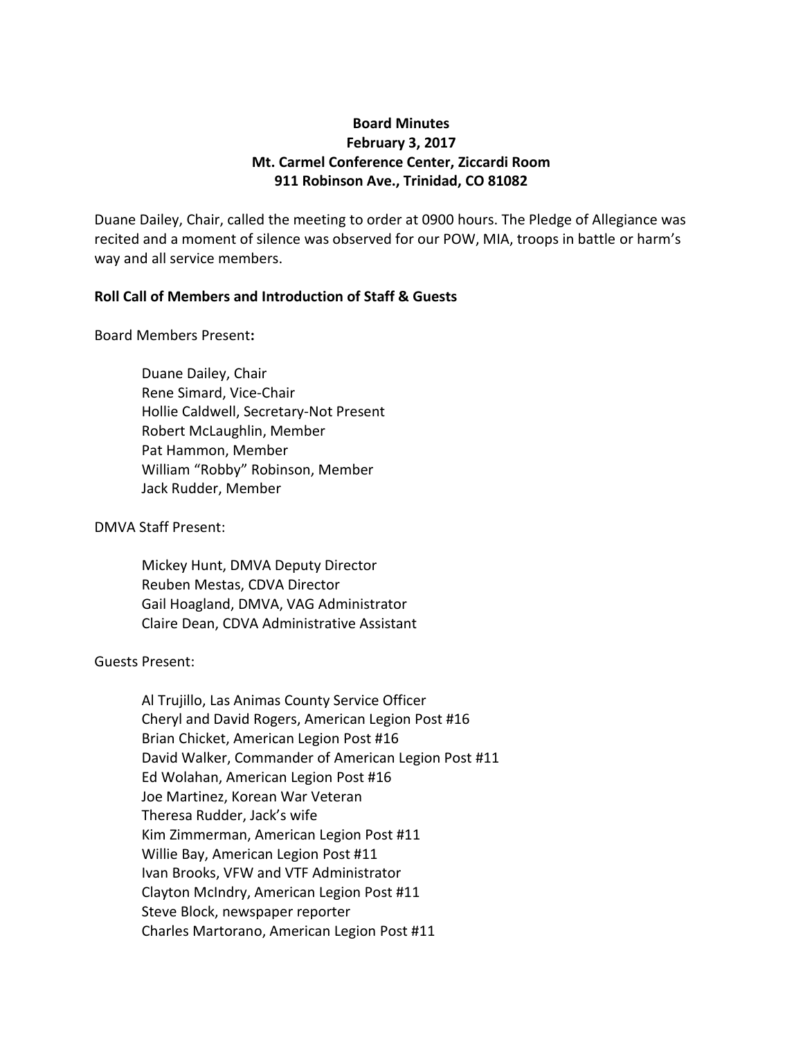**Board Minutes**
**February 3, 2017**
**Mt. Carmel Conference Center, Ziccardi Room**
**911 Robinson Ave., Trinidad, CO 81082**

Duane Dailey, Chair, called the meeting to order at 0900 hours. The Pledge of Allegiance was recited and a moment of silence was observed for our POW, MIA, troops in battle or harm's way and all service members.

**Roll Call of Members and Introduction of Staff & Guests**

Board Members Present**:**

- Duane Dailey, Chair
- Rene Simard, Vice-Chair
- Hollie Caldwell, Secretary-Not Present
- Robert McLaughlin, Member
- Pat Hammon, Member
- William "Robby" Robinson, Member
- Jack Rudder, Member

DMVA Staff Present:

- Mickey Hunt, DMVA Deputy Director
- Reuben Mestas, CDVA Director
- Gail Hoagland, DMVA, VAG Administrator
- Claire Dean, CDVA Administrative Assistant

Guests Present:

- Al Trujillo, Las Animas County Service Officer
- Cheryl and David Rogers, American Legion Post #16
- Brian Chicket, American Legion Post #16
- David Walker, Commander of American Legion Post #11
- Ed Wolahan, American Legion Post #16
- Joe Martinez, Korean War Veteran
- Theresa Rudder, Jack's wife
- Kim Zimmerman, American Legion Post #11
- Willie Bay, American Legion Post #11
- Ivan Brooks, VFW and VTF Administrator
- Clayton McIndry, American Legion Post #11
- Steve Block, newspaper reporter
- Charles Martorano, American Legion Post #11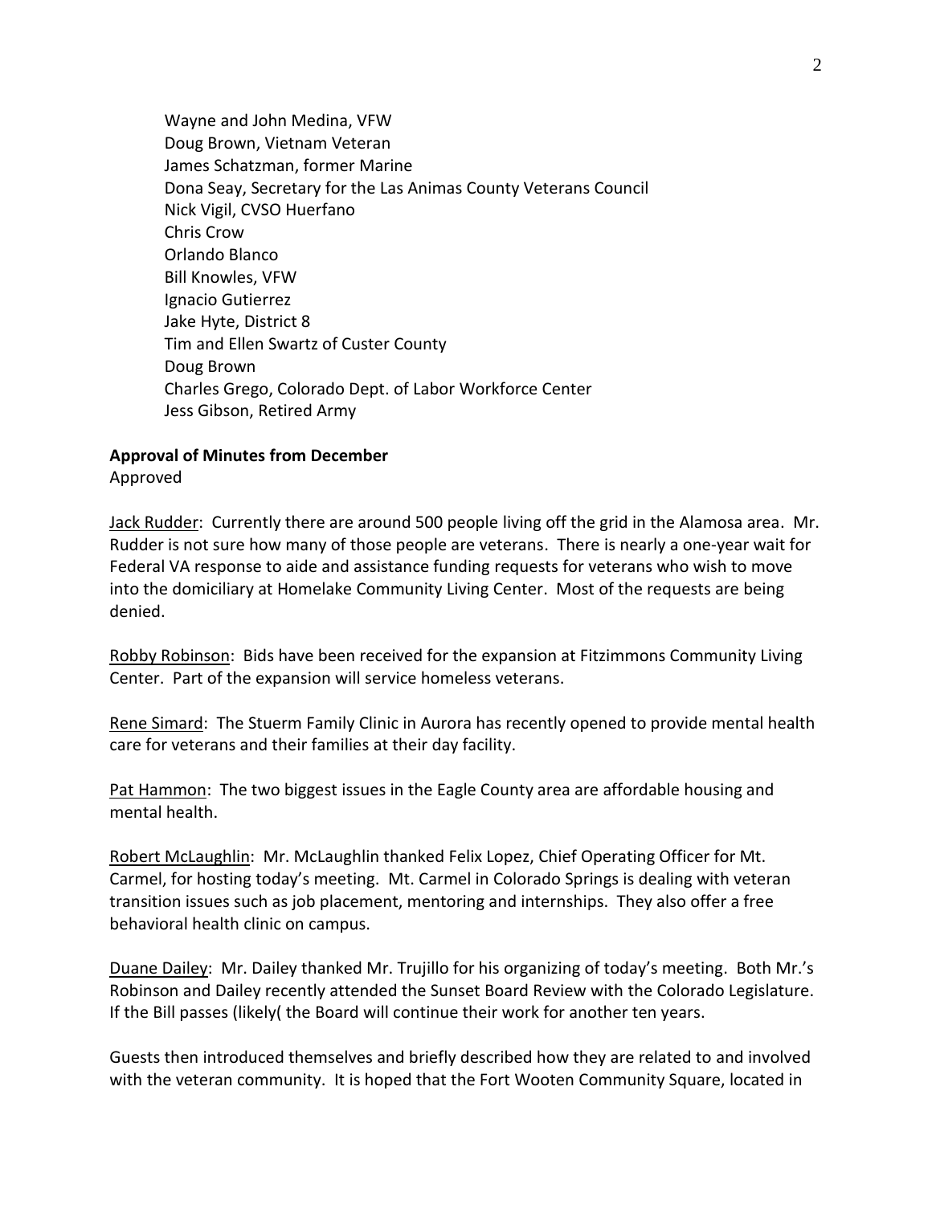Wayne and John Medina, VFW
Doug Brown, Vietnam Veteran
James Schatzman, former Marine
Dona Seay, Secretary for the Las Animas County Veterans Council
Nick Vigil, CVSO Huerfano
Chris Crow
Orlando Blanco
Bill Knowles, VFW
Ignacio Gutierrez
Jake Hyte, District 8
Tim and Ellen Swartz of Custer County
Doug Brown
Charles Grego, Colorado Dept. of Labor Workforce Center
Jess Gibson, Retired Army

**Approval of Minutes from December**

Approved

Jack Rudder: Currently there are around 500 people living off the grid in the Alamosa area. Mr. Rudder is not sure how many of those people are veterans. There is nearly a one-year wait for Federal VA response to aide and assistance funding requests for veterans who wish to move into the domiciliary at Homelake Community Living Center. Most of the requests are being denied.

Robby Robinson: Bids have been received for the expansion at Fitzimmons Community Living Center. Part of the expansion will service homeless veterans.

Rene Simard: The Stuerm Family Clinic in Aurora has recently opened to provide mental health care for veterans and their families at their day facility.

Pat Hammon: The two biggest issues in the Eagle County area are affordable housing and mental health.

Robert McLaughlin: Mr. McLaughlin thanked Felix Lopez, Chief Operating Officer for Mt. Carmel, for hosting today's meeting. Mt. Carmel in Colorado Springs is dealing with veteran transition issues such as job placement, mentoring and internships. They also offer a free behavioral health clinic on campus.

Duane Dailey: Mr. Dailey thanked Mr. Trujillo for his organizing of today's meeting. Both Mr.'s Robinson and Dailey recently attended the Sunset Board Review with the Colorado Legislature. If the Bill passes (likely( the Board will continue their work for another ten years.

Guests then introduced themselves and briefly described how they are related to and involved with the veteran community. It is hoped that the Fort Wooten Community Square, located in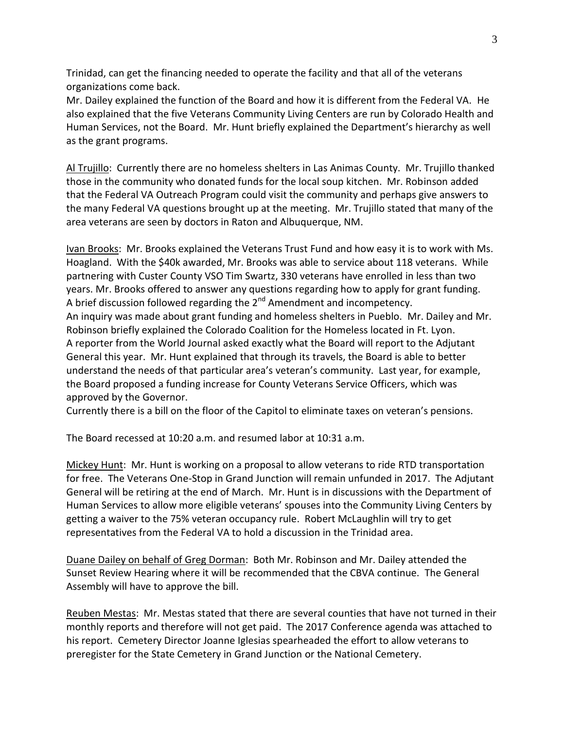Trinidad, can get the financing needed to operate the facility and that all of the veterans organizations come back.

Mr. Dailey explained the function of the Board and how it is different from the Federal VA. He also explained that the five Veterans Community Living Centers are run by Colorado Health and Human Services, not the Board. Mr. Hunt briefly explained the Department's hierarchy as well as the grant programs.

<u>Al Trujillo</u>: Currently there are no homeless shelters in Las Animas County. Mr. Trujillo thanked those in the community who donated funds for the local soup kitchen. Mr. Robinson added that the Federal VA Outreach Program could visit the community and perhaps give answers to the many Federal VA questions brought up at the meeting. Mr. Trujillo stated that many of the area veterans are seen by doctors in Raton and Albuquerque, NM.

<u>Ivan Brooks</u>: Mr. Brooks explained the Veterans Trust Fund and how easy it is to work with Ms. Hoagland. With the $40k awarded, Mr. Brooks was able to service about 118 veterans. While partnering with Custer County VSO Tim Swartz, 330 veterans have enrolled in less than two years. Mr. Brooks offered to answer any questions regarding how to apply for grant funding.

A brief discussion followed regarding the 2nd Amendment and incompetency.

An inquiry was made about grant funding and homeless shelters in Pueblo. Mr. Dailey and Mr. Robinson briefly explained the Colorado Coalition for the Homeless located in Ft. Lyon.

A reporter from the World Journal asked exactly what the Board will report to the Adjutant General this year. Mr. Hunt explained that through its travels, the Board is able to better understand the needs of that particular area's veteran's community. Last year, for example, the Board proposed a funding increase for County Veterans Service Officers, which was approved by the Governor.

Currently there is a bill on the floor of the Capitol to eliminate taxes on veteran's pensions.

The Board recessed at 10:20 a.m. and resumed labor at 10:31 a.m.

<u>Mickey Hunt</u>: Mr. Hunt is working on a proposal to allow veterans to ride RTD transportation for free. The Veterans One-Stop in Grand Junction will remain unfunded in 2017. The Adjutant General will be retiring at the end of March. Mr. Hunt is in discussions with the Department of Human Services to allow more eligible veterans' spouses into the Community Living Centers by getting a waiver to the 75% veteran occupancy rule. Robert McLaughlin will try to get representatives from the Federal VA to hold a discussion in the Trinidad area.

<u>Duane Dailey on behalf of Greg Dorman</u>: Both Mr. Robinson and Mr. Dailey attended the Sunset Review Hearing where it will be recommended that the CBVA continue. The General Assembly will have to approve the bill.

<u>Reuben Mestas</u>: Mr. Mestas stated that there are several counties that have not turned in their monthly reports and therefore will not get paid. The 2017 Conference agenda was attached to his report. Cemetery Director Joanne Iglesias spearheaded the effort to allow veterans to preregister for the State Cemetery in Grand Junction or the National Cemetery.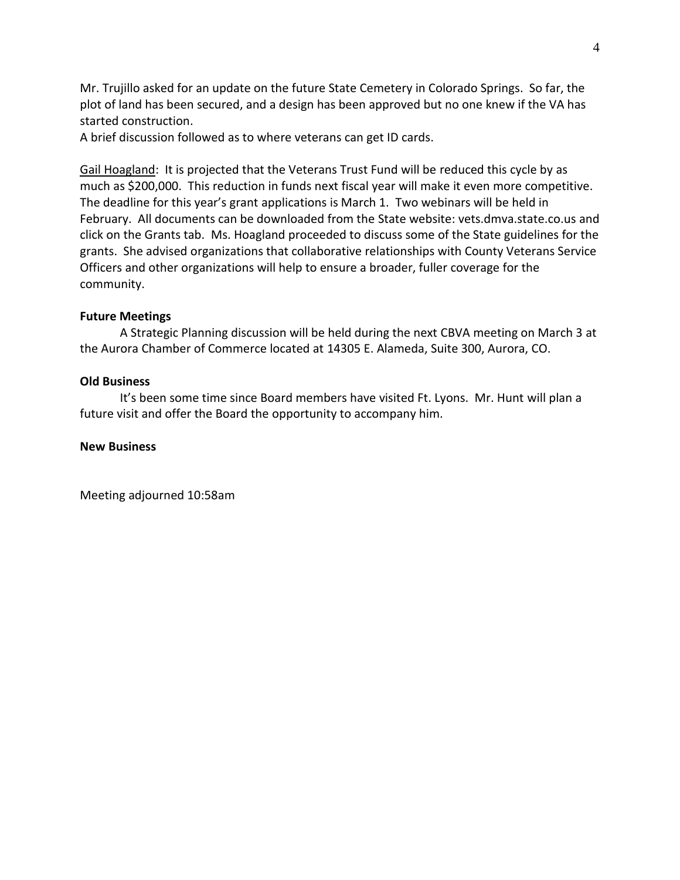Mr. Trujillo asked for an update on the future State Cemetery in Colorado Springs. So far, the plot of land has been secured, and a design has been approved but no one knew if the VA has started construction.

A brief discussion followed as to where veterans can get ID cards.

Gail Hoagland: It is projected that the Veterans Trust Fund will be reduced this cycle by as much as $200,000. This reduction in funds next fiscal year will make it even more competitive. The deadline for this year's grant applications is March 1. Two webinars will be held in February. All documents can be downloaded from the State website: vets.dmva.state.co.us and click on the Grants tab. Ms. Hoagland proceeded to discuss some of the State guidelines for the grants. She advised organizations that collaborative relationships with County Veterans Service Officers and other organizations will help to ensure a broader, fuller coverage for the community.

**Future Meetings**

A Strategic Planning discussion will be held during the next CBVA meeting on March 3 at the Aurora Chamber of Commerce located at 14305 E. Alameda, Suite 300, Aurora, CO.

**Old Business**

It's been some time since Board members have visited Ft. Lyons. Mr. Hunt will plan a future visit and offer the Board the opportunity to accompany him.

**New Business**

Meeting adjourned 10:58am